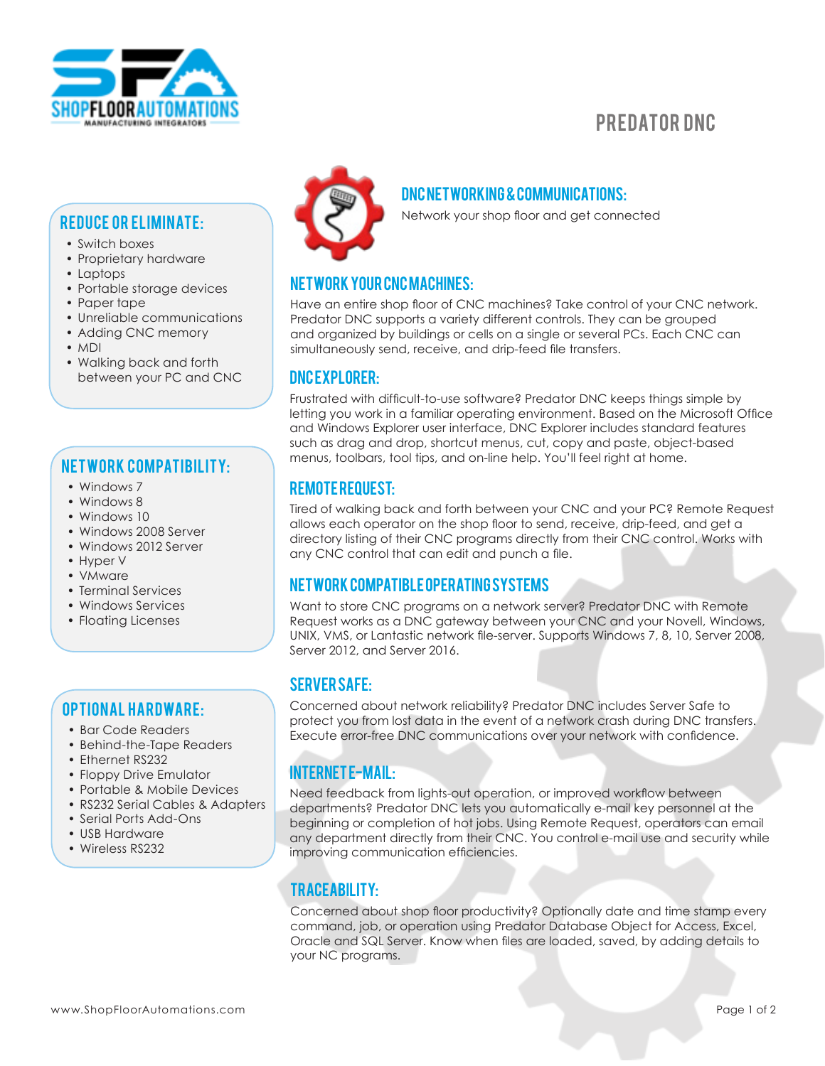# PREDATOR DNC

## REDUCE OR ELIMINATE:

- Switch boxes
- Proprietary hardware
- Laptops
- Portable storage devices
- Paper tape
- Unreliable communications
- Adding CNC memory
- MDI
- Walking back and forth between your PC and CNC

## NETWORK COMPATIBILITY:

- Windows 7
- Windows 8
- Windows 10
- Windows 2008 Server
- Windows 2012 Server
- Hyper V
- VMware
- Terminal Services
- Windows Services
- Floating Licenses

## OPTIONAL HARDWARE:

- Bar Code Readers
- Behind-the-Tape Readers
- Ethernet RS232
- Floppy Drive Emulator
- Portable & Mobile Devices
- RS232 Serial Cables & Adapters
- Serial Ports Add-Ons
- USB Hardware
- Wireless RS232

## DNC NETWORKING & COMMUNICATIONS:

Network your shop floor and get connected

## NETWORK YOUR CNC MACHINES:

Have an entire shop floor of CNC machines? Take control of your CNC network. Predator DNC supports a variety different controls. They can be grouped and organized by buildings or cells on a single or several PCs. Each CNC can simultaneously send, receive, and drip-feed file transfers.

## DNC EXPLORER:

Frustrated with difficult-to-use software? Predator DNC keeps things simple by letting you work in a familiar operating environment. Based on the Microsoft Office and Windows Explorer user interface, DNC Explorer includes standard features such as drag and drop, shortcut menus, cut, copy and paste, object-based menus, toolbars, tool tips, and on-line help. You'll feel right at home.

## REMOTE REQUEST:

Tired of walking back and forth between your CNC and your PC? Remote Request allows each operator on the shop floor to send, receive, drip-feed, and get a directory listing of their CNC programs directly from their CNC control. Works with any CNC control that can edit and punch a file.

## NETWORK COMPATIBLE OPERATING SYSTEMS

Want to store CNC programs on a network server? Predator DNC with Remote Request works as a DNC gateway between your CNC and your Novell, Windows, UNIX, VMS, or Lantastic network file-server. Supports Windows 7, 8, 10, Server 2008, Server 2012, and Server 2016.

## SERVER SAFE:

Concerned about network reliability? Predator DNC includes Server Safe to protect you from lost data in the event of a network crash during DNC transfers. Execute error-free DNC communications over your network with confidence.

## INTERNET E-MAIL:

Need feedback from lights-out operation, or improved workflow between departments? Predator DNC lets you automatically e-mail key personnel at the beginning or completion of hot jobs. Using Remote Request, operators can email any department directly from their CNC. You control e-mail use and security while improving communication efficiencies.

## TRACEABILITY:

Concerned about shop floor productivity? Optionally date and time stamp every command, job, or operation using Predator Database Object for Access, Excel, Oracle and SQL Server. Know when files are loaded, saved, by adding details to your NC programs.

www.ShopFloorAutomations.com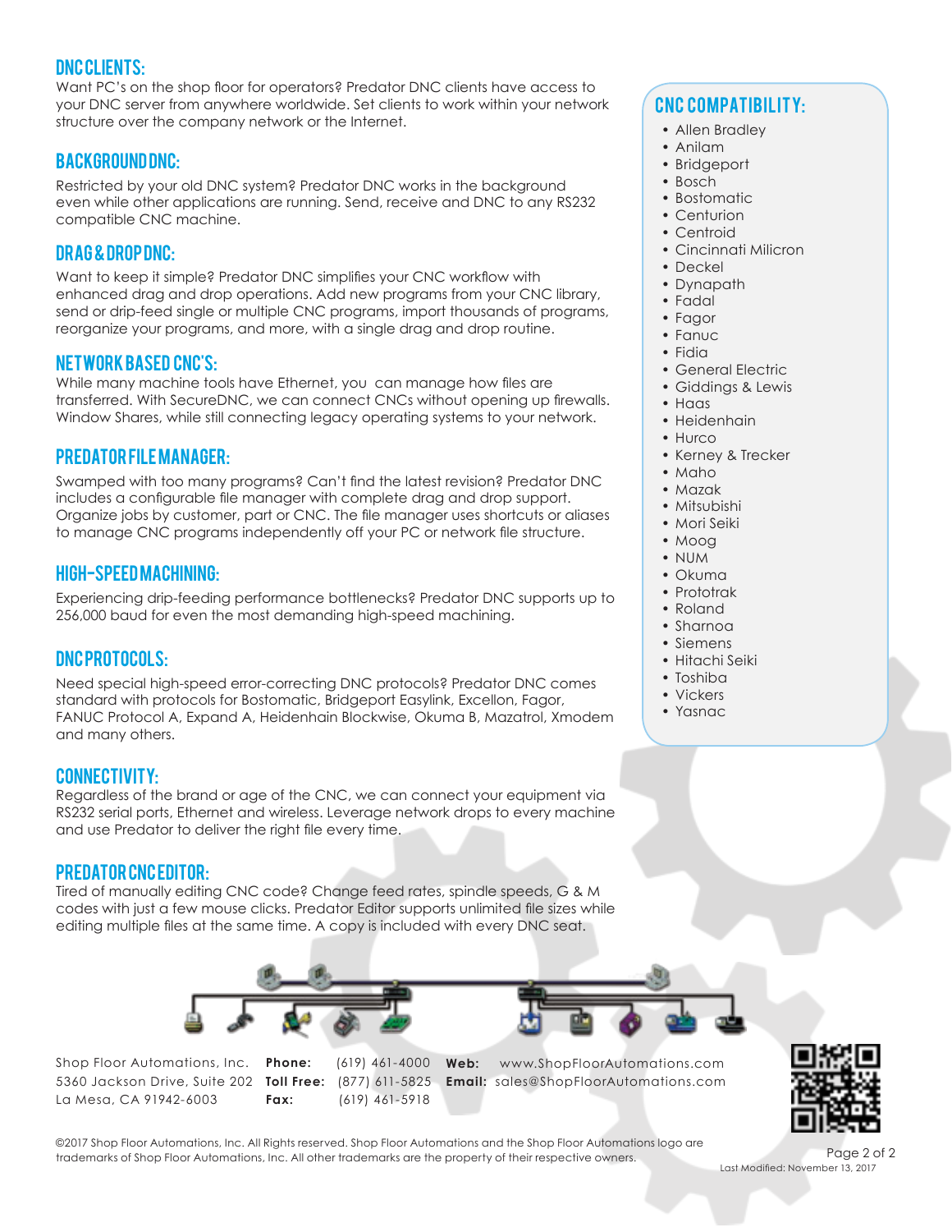## DNC CLIENTS:

Want PC's on the shop floor for operators? Predator DNC clients have access to your DNC server from anywhere worldwide. Set clients to work within your network structure over the company network or the Internet.

## BACKGROUND DNC:

Restricted by your old DNC system? Predator DNC works in the background even while other applications are running. Send, receive and DNC to any RS232 compatible CNC machine.

## DRAG & DROP DNC:

Want to keep it simple? Predator DNC simplifies your CNC workflow with enhanced drag and drop operations. Add new programs from your CNC library, send or drip-feed single or multiple CNC programs, import thousands of programs, reorganize your programs, and more, with a single drag and drop routine.

## NETWORK BASED CNC'S:

While many machine tools have Ethernet, you can manage how files are transferred. With SecureDNC, we can connect CNCs without opening up firewalls. Window Shares, while still connecting legacy operating systems to your network.

## PREDATOR FILE MANAGER:

Swamped with too many programs? Can't find the latest revision? Predator DNC includes a configurable file manager with complete drag and drop support. Organize jobs by customer, part or CNC. The file manager uses shortcuts or aliases to manage CNC programs independently off your PC or network file structure.

## HIGH-SPEED MACHINING:

Experiencing drip-feeding performance bottlenecks? Predator DNC supports up to 256,000 baud for even the most demanding high-speed machining.

## DNC PROTOCOLS:

Need special high-speed error-correcting DNC protocols? Predator DNC comes standard with protocols for Bostomatic, Bridgeport Easylink, Excellon, Fagor, FANUC Protocol A, Expand A, Heidenhain Blockwise, Okuma B, Mazatrol, Xmodem and many others.

## CONNECTIVITY:

Regardless of the brand or age of the CNC, we can connect your equipment via RS232 serial ports, Ethernet and wireless. Leverage network drops to every machine and use Predator to deliver the right file every time.

## PREDATOR CNC EDITOR:

Tired of manually editing CNC code? Change feed rates, spindle speeds, G & M codes with just a few mouse clicks. Predator Editor supports unlimited file sizes while editing multiple files at the same time. A copy is included with every DNC seat.

## CNC COMPATIBILITY:

- Allen Bradley
- Anilam
- Bridgeport
- Bosch
- Bostomatic
- Centurion
- Centroid
- Cincinnati Milicron
- Deckel
- Dynapath
- Fadal
- Fagor
- Fanuc
- Fidia
- General Electric
- Giddings & Lewis
- Haas
- Heidenhain
- Hurco
- Kerney & Trecker
- Maho
- Mazak
- Mitsubishi
- Mori Seiki
- Moog
- NUM
- Okuma
- Prototrak
- Roland
- Sharnoa
- Siemens
- Hitachi Seiki
- Toshiba
- Vickers
- Yasnac

Shop Floor Automations, Inc.
5360 Jackson Drive, Suite 202
La Mesa, CA 91942-6003

**Phone:** (619) 461-4000
**Toll Free:** (877) 611-5825
**Fax:** (619) 461-5918

**Web:** www.ShopFloorAutomations.com
**Email:** sales@ShopFloorAutomations.com

©2017 Shop Floor Automations, Inc. All Rights reserved. Shop Floor Automations and the Shop Floor Automations logo are trademarks of Shop Floor Automations, Inc. All other trademarks are the property of their respective owners.

Last Modified: November 13, 2017